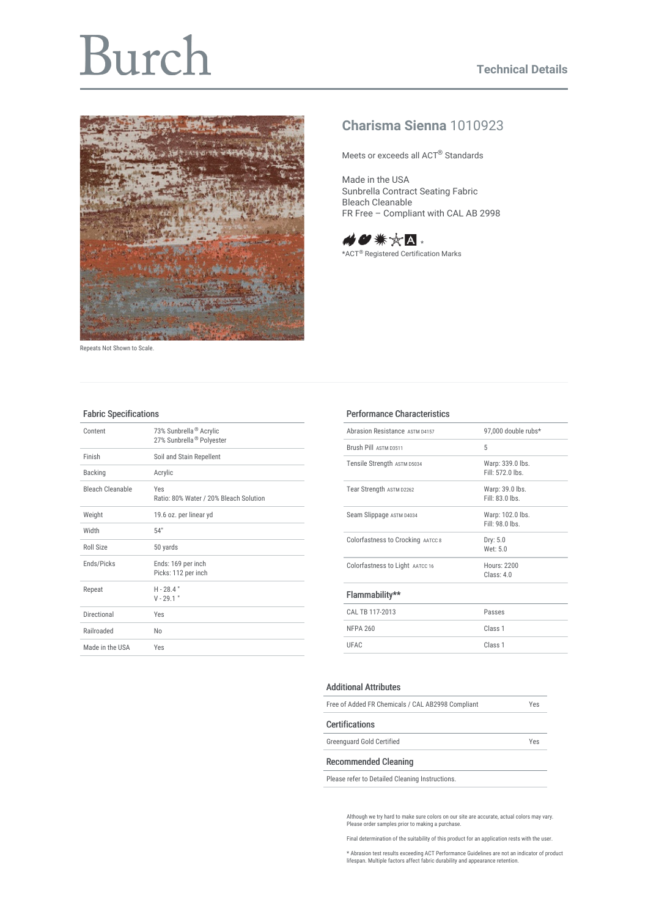# Burch

## Technical Details

## Charisma Sienna 1010923

Meets or exceeds all ACT® Standards

Made in the USA
Sunbrella Contract Seating Fabric
Bleach Cleanable
FR Free – Compliant with CAL AB 2998

*ACT® Registered Certification Marks

Repeats Not Shown to Scale.

### Fabric Specifications

| | |
|---|---|
| Content | 73% Sunbrella® Acrylic<br>27% Sunbrella® Polyester |
| Finish | Soil and Stain Repellent |
| Backing | Acrylic |
| Bleach Cleanable | Yes<br>Ratio: 80% Water / 20% Bleach Solution |
| Weight | 19.6 oz. per linear yd |
| Width | 54" |
| Roll Size | 50 yards |
| Ends/Picks | Ends: 169 per inch<br>Picks: 112 per inch |
| Repeat | H - 28.4 "<br>V - 29.1 " |
| Directional | Yes |
| Railroaded | No |
| Made in the USA | Yes |

### Performance Characteristics

| | |
|---|---|
| Abrasion Resistance ASTM D4157 | 97,000 double rubs* |
| Brush Pill ASTM D3511 | 5 |
| Tensile Strength ASTM D5034 | Warp: 339.0 lbs.<br>Fill: 572.0 lbs. |
| Tear Strength ASTM D2262 | Warp: 39.0 lbs.<br>Fill: 83.0 lbs. |
| Seam Slippage ASTM D4034 | Warp: 102.0 lbs.<br>Fill: 98.0 lbs. |
| Colorfastness to Crocking AATCC 8 | Dry: 5.0<br>Wet: 5.0 |
| Colorfastness to Light AATCC 16 | Hours: 2200<br>Class: 4.0 |

### Flammability**

| | |
|---|---|
| CAL TB 117-2013 | Passes |
| NFPA 260 | Class 1 |
| UFAC | Class 1 |

### Additional Attributes

| | |
|---|---|
| Free of Added FR Chemicals / CAL AB2998 Compliant | Yes |

### Certifications

| | |
|---|---|
| Greenguard Gold Certified | Yes |

### Recommended Cleaning

Please refer to Detailed Cleaning Instructions.

Although we try hard to make sure colors on our site are accurate, actual colors may vary. Please order samples prior to making a purchase.

Final determination of the suitability of this product for an application rests with the user.

* Abrasion test results exceeding ACT Performance Guidelines are not an indicator of product lifespan. Multiple factors affect fabric durability and appearance retention.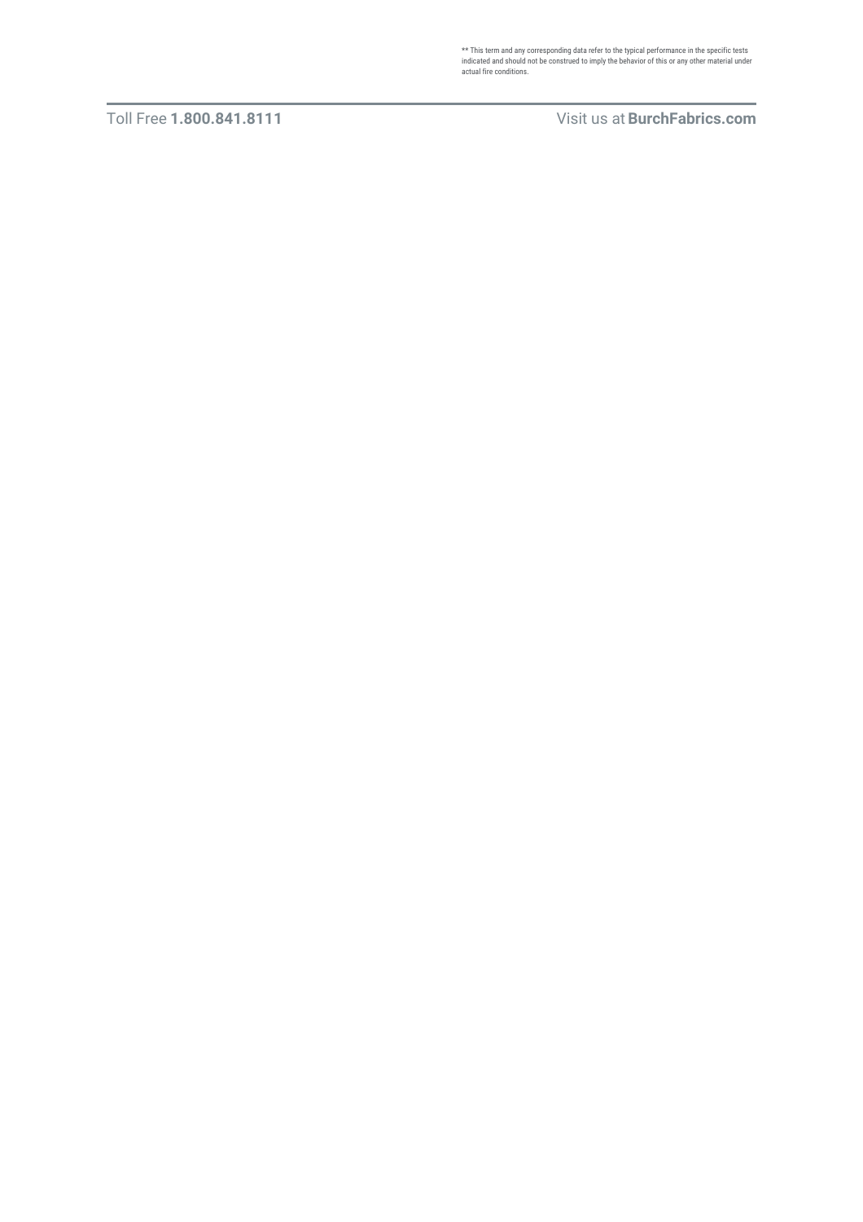** This term and any corresponding data refer to the typical performance in the specific tests indicated and should not be construed to imply the behavior of this or any other material under actual fire conditions.

Toll Free **1.800.841.8111** Visit us at **BurchFabrics.com**